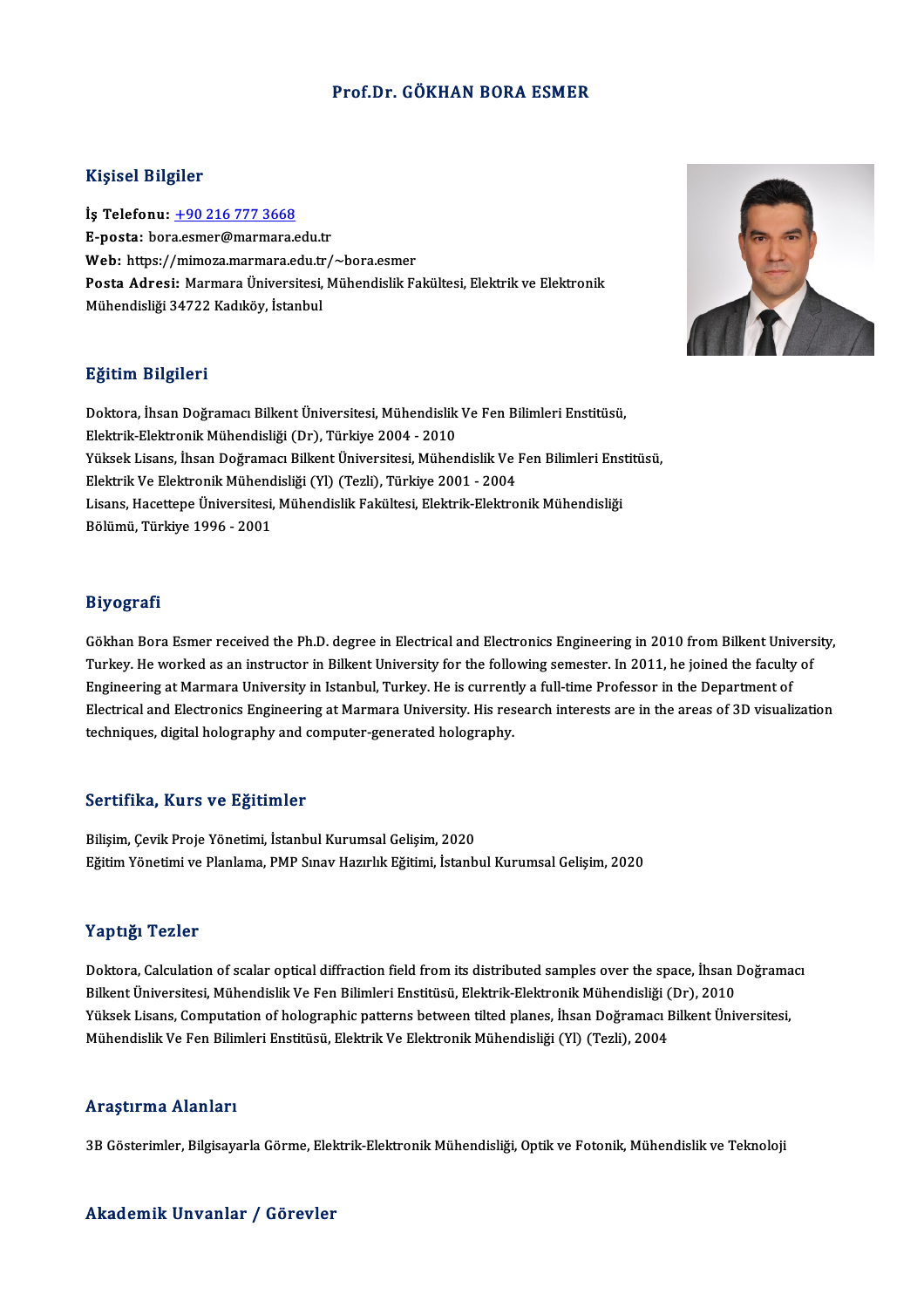# Prof.Dr. GÖKHAN BORA ESMER

## Kişisel Bilgiler

**İş Telefonu:** +90 216 777 3668
**E-posta:** bora.esmer@marmara.edu.tr
**Web:** https://mimoza.marmara.edu.tr/~bora.esmer
**Posta Adresi:** Marmara Üniversitesi, Mühendislik Fakültesi, Elektrik ve Elektronik Mühendisliği 34722 Kadıköy, İstanbul

## Eğitim Bilgileri

Doktora, İhsan Doğramacı Bilkent Üniversitesi, Mühendislik Ve Fen Bilimleri Enstitüsü, Elektrik-Elektronik Mühendisliği (Dr), Türkiye 2004 - 2010
Yüksek Lisans, İhsan Doğramacı Bilkent Üniversitesi, Mühendislik Ve Fen Bilimleri Enstitüsü, Elektrik Ve Elektronik Mühendisliği (Yl) (Tezli), Türkiye 2001 - 2004
Lisans, Hacettepe Üniversitesi, Mühendislik Fakültesi, Elektrik-Elektronik Mühendisliği Bölümü, Türkiye 1996 - 2001

## Biyografi

Gökhan Bora Esmer received the Ph.D. degree in Electrical and Electronics Engineering in 2010 from Bilkent University, Turkey. He worked as an instructor in Bilkent University for the following semester. In 2011, he joined the faculty of Engineering at Marmara University in Istanbul, Turkey. He is currently a full-time Professor in the Department of Electrical and Electronics Engineering at Marmara University. His research interests are in the areas of 3D visualization techniques, digital holography and computer-generated holography.

## Sertifika, Kurs ve Eğitimler

Bilişim, Çevik Proje Yönetimi, İstanbul Kurumsal Gelişim, 2020
Eğitim Yönetimi ve Planlama, PMP Sınav Hazırlık Eğitimi, İstanbul Kurumsal Gelişim, 2020

## Yaptığı Tezler

Doktora, Calculation of scalar optical diffraction field from its distributed samples over the space, İhsan Doğramacı Bilkent Üniversitesi, Mühendislik Ve Fen Bilimleri Enstitüsü, Elektrik-Elektronik Mühendisliği (Dr), 2010
Yüksek Lisans, Computation of holographic patterns between tilted planes, İhsan Doğramacı Bilkent Üniversitesi, Mühendislik Ve Fen Bilimleri Enstitüsü, Elektrik Ve Elektronik Mühendisliği (Yl) (Tezli), 2004

## Araştırma Alanları

3B Gösterimler, Bilgisayarla Görme, Elektrik-Elektronik Mühendisliği, Optik ve Fotonik, Mühendislik ve Teknoloji

## Akademik Unvanlar / Görevler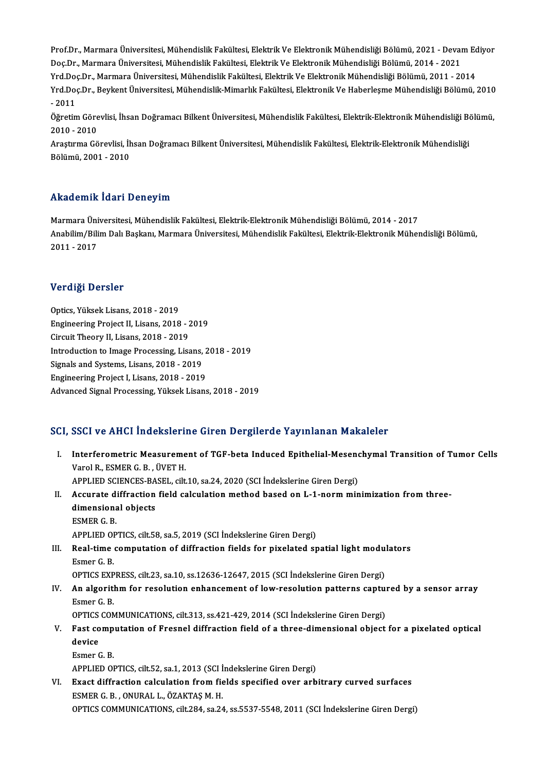Prof.Dr., Marmara Üniversitesi, Mühendislik Fakültesi, Elektrik Ve Elektronik Mühendisliği Bölümü, 2021 - Devam Ediyor
Doç.Dr., Marmara Üniversitesi, Mühendislik Fakültesi, Elektrik Ve Elektronik Mühendisliği Bölümü, 2014 - 2021
Yrd.Doç.Dr., Marmara Üniversitesi, Mühendislik Fakültesi, Elektrik Ve Elektronik Mühendisliği Bölümü, 2011 - 2014
Yrd.Doç.Dr., Beykent Üniversitesi, Mühendislik-Mimarlık Fakültesi, Elektronik Ve Haberleşme Mühendisliği Bölümü, 2010 - 2011
Öğretim Görevlisi, İhsan Doğramacı Bilkent Üniversitesi, Mühendislik Fakültesi, Elektrik-Elektronik Mühendisliği Bölümü, 2010 - 2010
Araştırma Görevlisi, İhsan Doğramacı Bilkent Üniversitesi, Mühendislik Fakültesi, Elektrik-Elektronik Mühendisliği Bölümü, 2001 - 2010

## Akademik İdari Deneyim

Marmara Üniversitesi, Mühendislik Fakültesi, Elektrik-Elektronik Mühendisliği Bölümü, 2014 - 2017
Anabilim/Bilim Dalı Başkanı, Marmara Üniversitesi, Mühendislik Fakültesi, Elektrik-Elektronik Mühendisliği Bölümü, 2011 - 2017

## Verdiği Dersler

Optics, Yüksek Lisans, 2018 - 2019
Engineering Project II, Lisans, 2018 - 2019
Circuit Theory II, Lisans, 2018 - 2019
Introduction to Image Processing, Lisans, 2018 - 2019
Signals and Systems, Lisans, 2018 - 2019
Engineering Project I, Lisans, 2018 - 2019
Advanced Signal Processing, Yüksek Lisans, 2018 - 2019

## SCI, SSCI ve AHCI İndekslerine Giren Dergilerde Yayınlanan Makaleler

I. **Interferometric Measurement of TGF-beta Induced Epithelial-Mesenchymal Transition of Tumor Cells**
Varol R., ESMER G. B. , ÜVET H.
APPLIED SCIENCES-BASEL, cilt.10, sa.24, 2020 (SCI İndekslerine Giren Dergi)

II. **Accurate diffraction field calculation method based on L-1-norm minimization from three-dimensional objects**
ESMER G. B.
APPLIED OPTICS, cilt.58, sa.5, 2019 (SCI İndekslerine Giren Dergi)

III. **Real-time computation of diffraction fields for pixelated spatial light modulators**
Esmer G. B.
OPTICS EXPRESS, cilt.23, sa.10, ss.12636-12647, 2015 (SCI İndekslerine Giren Dergi)

IV. **An algorithm for resolution enhancement of low-resolution patterns captured by a sensor array**
Esmer G. B.
OPTICS COMMUNICATIONS, cilt.313, ss.421-429, 2014 (SCI İndekslerine Giren Dergi)

V. **Fast computation of Fresnel diffraction field of a three-dimensional object for a pixelated optical device**
Esmer G. B.
APPLIED OPTICS, cilt.52, sa.1, 2013 (SCI İndekslerine Giren Dergi)

VI. **Exact diffraction calculation from fields specified over arbitrary curved surfaces**
ESMER G. B. , ONURAL L., ÖZAKTAŞ M. H.
OPTICS COMMUNICATIONS, cilt.284, sa.24, ss.5537-5548, 2011 (SCI İndekslerine Giren Dergi)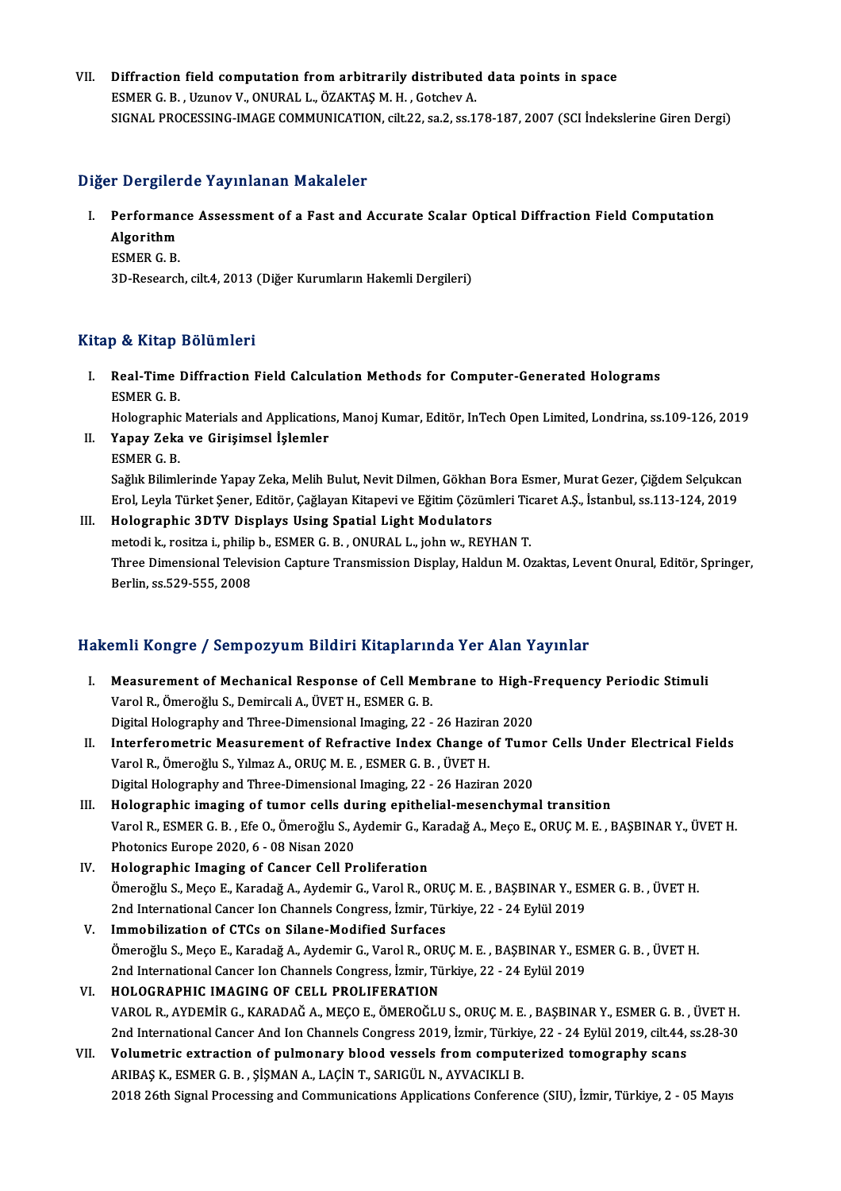VII. **Diffraction field computation from arbitrarily distributed data points in space**
ESMER G. B. , Uzunov V., ONURAL L., ÖZAKTAŞ M. H. , Gotchev A.
SIGNAL PROCESSING-IMAGE COMMUNICATION, cilt.22, sa.2, ss.178-187, 2007 (SCI İndekslerine Giren Dergi)

## Diğer Dergilerde Yayınlanan Makaleler

I. **Performance Assessment of a Fast and Accurate Scalar Optical Diffraction Field Computation Algorithm**
ESMER G. B.
3D-Research, cilt.4, 2013 (Diğer Kurumların Hakemli Dergileri)

## Kitap & Kitap Bölümleri

I. **Real-Time Diffraction Field Calculation Methods for Computer-Generated Holograms**
ESMER G. B.
Holographic Materials and Applications, Manoj Kumar, Editör, InTech Open Limited, Londrina, ss.109-126, 2019

II. **Yapay Zeka ve Girişimsel İşlemler**
ESMER G. B.
Sağlık Bilimlerinde Yapay Zeka, Melih Bulut, Nevit Dilmen, Gökhan Bora Esmer, Murat Gezer, Çiğdem Selçukcan Erol, Leyla Türket Şener, Editör, Çağlayan Kitapevi ve Eğitim Çözümleri Ticaret A.Ş., İstanbul, ss.113-124, 2019

III. **Holographic 3DTV Displays Using Spatial Light Modulators**
metodi k., rositza i., philip b., ESMER G. B. , ONURAL L., john w., REYHAN T.
Three Dimensional Television Capture Transmission Display, Haldun M. Ozaktas, Levent Onural, Editör, Springer, Berlin, ss.529-555, 2008

## Hakemli Kongre / Sempozyum Bildiri Kitaplarında Yer Alan Yayınlar

I. **Measurement of Mechanical Response of Cell Membrane to High-Frequency Periodic Stimuli**
Varol R., Ömeroğlu S., Demircali A., ÜVET H., ESMER G. B.
Digital Holography and Three-Dimensional Imaging, 22 - 26 Haziran 2020

II. **Interferometric Measurement of Refractive Index Change of Tumor Cells Under Electrical Fields**
Varol R., Ömeroğlu S., Yılmaz A., ORUÇ M. E. , ESMER G. B. , ÜVET H.
Digital Holography and Three-Dimensional Imaging, 22 - 26 Haziran 2020

III. **Holographic imaging of tumor cells during epithelial-mesenchymal transition**
Varol R., ESMER G. B. , Efe O., Ömeroğlu S., Aydemir G., Karadağ A., Meço E., ORUÇ M. E. , BAŞBINAR Y., ÜVET H.
Photonics Europe 2020, 6 - 08 Nisan 2020

IV. **Holographic Imaging of Cancer Cell Proliferation**
Ömeroğlu S., Meço E., Karadağ A., Aydemir G., Varol R., ORUÇ M. E. , BAŞBINAR Y., ESMER G. B. , ÜVET H.
2nd International Cancer Ion Channels Congress, İzmir, Türkiye, 22 - 24 Eylül 2019

V. **Immobilization of CTCs on Silane-Modified Surfaces**
Ömeroğlu S., Meço E., Karadağ A., Aydemir G., Varol R., ORUÇ M. E. , BAŞBINAR Y., ESMER G. B. , ÜVET H.
2nd International Cancer Ion Channels Congress, İzmir, Türkiye, 22 - 24 Eylül 2019

VI. **HOLOGRAPHIC IMAGING OF CELL PROLIFERATION**
VAROL R., AYDEMİR G., KARADAĞ A., MEÇO E., ÖMEROĞLU S., ORUÇ M. E. , BAŞBINAR Y., ESMER G. B. , ÜVET H.
2nd International Cancer And Ion Channels Congress 2019, İzmir, Türkiye, 22 - 24 Eylül 2019, cilt.44, ss.28-30

VII. **Volumetric extraction of pulmonary blood vessels from computerized tomography scans**
ARIBAŞ K., ESMER G. B. , ŞİŞMAN A., LAÇİN T., SARIGÜL N., AYVACIKLI B.
2018 26th Signal Processing and Communications Applications Conference (SIU), İzmir, Türkiye, 2 - 05 Mayıs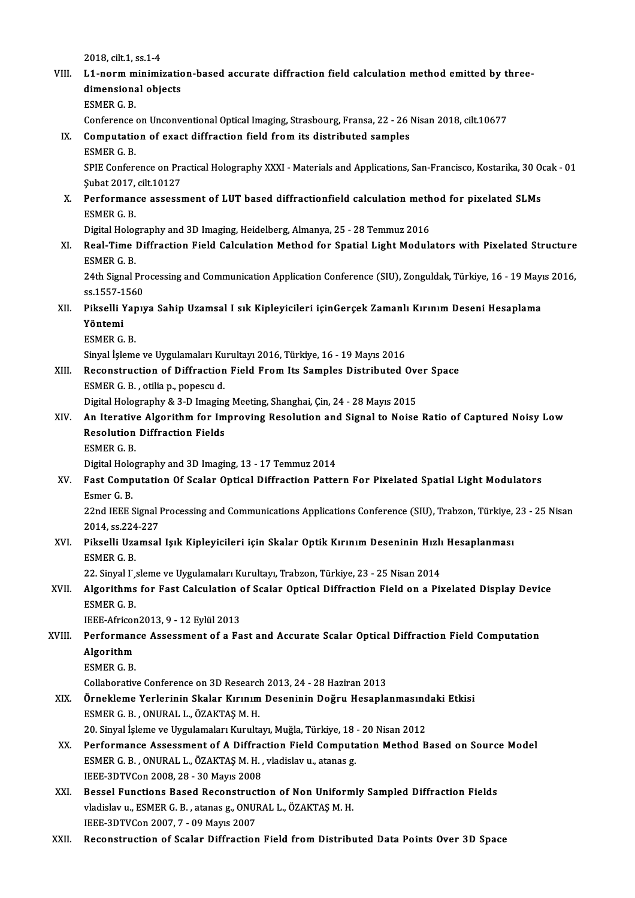2018, cilt.1, ss.1-4

VIII. **L1-norm minimization-based accurate diffraction field calculation method emitted by three-dimensional objects**
ESMER G. B.
Conference on Unconventional Optical Imaging, Strasbourg, Fransa, 22 - 26 Nisan 2018, cilt.10677

IX. **Computation of exact diffraction field from its distributed samples**
ESMER G. B.
SPIE Conference on Practical Holography XXXI - Materials and Applications, San-Francisco, Kostarika, 30 Ocak - 01 Şubat 2017, cilt.10127

X. **Performance assessment of LUT based diffractionfield calculation method for pixelated SLMs**
ESMER G. B.
Digital Holography and 3D Imaging, Heidelberg, Almanya, 25 - 28 Temmuz 2016

XI. **Real-Time Diffraction Field Calculation Method for Spatial Light Modulators with Pixelated Structure**
ESMER G. B.
24th Signal Processing and Communication Application Conference (SIU), Zonguldak, Türkiye, 16 - 19 Mayıs 2016, ss.1557-1560

XII. **Pikselli Yapıya Sahip Uzamsal I sık Kipleyicileri içinGerçek Zamanlı Kırınım Deseni Hesaplama Yöntemi**
ESMER G. B.
Sinyal İşleme ve Uygulamaları Kurultayı 2016, Türkiye, 16 - 19 Mayıs 2016

XIII. **Reconstruction of Diffraction Field From Its Samples Distributed Over Space**
ESMER G. B. , otilia p., popescu d.
Digital Holography & 3-D Imaging Meeting, Shanghai, Çin, 24 - 28 Mayıs 2015

XIV. **An Iterative Algorithm for Improving Resolution and Signal to Noise Ratio of Captured Noisy Low Resolution Diffraction Fields**
ESMER G. B.
Digital Holography and 3D Imaging, 13 - 17 Temmuz 2014

XV. **Fast Computation Of Scalar Optical Diffraction Pattern For Pixelated Spatial Light Modulators**
Esmer G. B.
22nd IEEE Signal Processing and Communications Applications Conference (SIU), Trabzon, Türkiye, 23 - 25 Nisan 2014, ss.224-227

XVI. **Pikselli Uzamsal Işık Kipleyicileri için Skalar Optik Kırınım Deseninin Hızlı Hesaplanması**
ESMER G. B.
22. Sinyal I˙,sleme ve Uygulamaları Kurultayı, Trabzon, Türkiye, 23 - 25 Nisan 2014

XVII. **Algorithms for Fast Calculation of Scalar Optical Diffraction Field on a Pixelated Display Device**
ESMER G. B.
IEEE-Africon2013, 9 - 12 Eylül 2013

XVIII. **Performance Assessment of a Fast and Accurate Scalar Optical Diffraction Field Computation Algorithm**
ESMER G. B.
Collaborative Conference on 3D Research 2013, 24 - 28 Haziran 2013

XIX. **Örnekleme Yerlerinin Skalar Kırınım Deseninin Doğru Hesaplanmasındaki Etkisi**
ESMER G. B. , ONURAL L., ÖZAKTAŞ M. H.
20. Sinyal İşleme ve Uygulamaları Kurultayı, Muğla, Türkiye, 18 - 20 Nisan 2012

XX. **Performance Assessment of A Diffraction Field Computation Method Based on Source Model**
ESMER G. B. , ONURAL L., ÖZAKTAŞ M. H. , vladislav u., atanas g.
IEEE-3DTVCon 2008, 28 - 30 Mayıs 2008

XXI. **Bessel Functions Based Reconstruction of Non Uniformly Sampled Diffraction Fields**
vladislav u., ESMER G. B. , atanas g., ONURAL L., ÖZAKTAŞ M. H.
IEEE-3DTVCon 2007, 7 - 09 Mayıs 2007

XXII. **Reconstruction of Scalar Diffraction Field from Distributed Data Points Over 3D Space**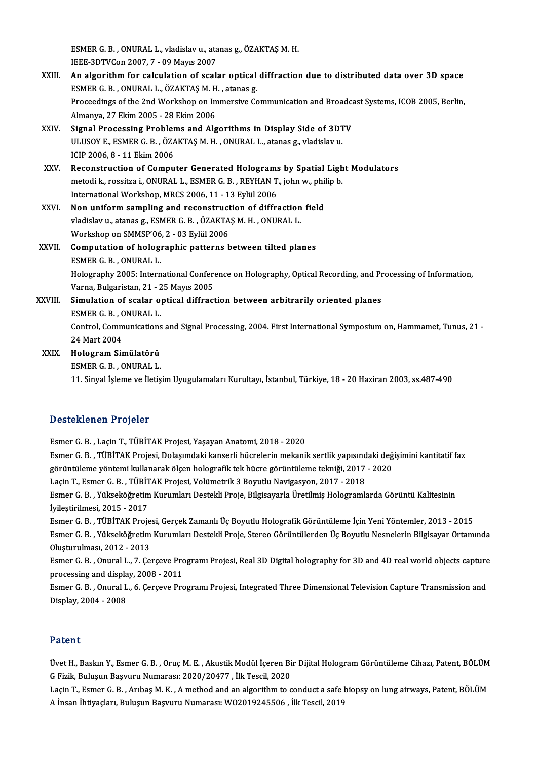ESMER G. B. , ONURAL L., vladislav u., atanas g., ÖZAKTAŞ M. H.
IEEE-3DTVCon 2007, 7 - 09 Mayıs 2007

XXIII. **An algorithm for calculation of scalar optical diffraction due to distributed data over 3D space**
ESMER G. B. , ONURAL L., ÖZAKTAŞ M. H. , atanas g.
Proceedings of the 2nd Workshop on Immersive Communication and Broadcast Systems, ICOB 2005, Berlin, Almanya, 27 Ekim 2005 - 28 Ekim 2006

XXIV. **Signal Processing Problems and Algorithms in Display Side of 3DTV**
ULUSOY E., ESMER G. B. , ÖZAKTAŞ M. H. , ONURAL L., atanas g., vladislav u.
ICIP 2006, 8 - 11 Ekim 2006

XXV. **Reconstruction of Computer Generated Holograms by Spatial Light Modulators**
metodi k., rossitza i., ONURAL L., ESMER G. B. , REYHAN T., john w., philip b.
International Workshop, MRCS 2006, 11 - 13 Eylül 2006

XXVI. **Non uniform sampling and reconstruction of diffraction field**
vladislav u., atanas g., ESMER G. B. , ÖZAKTAŞ M. H. , ONURAL L.
Workshop on SMMSP'06, 2 - 03 Eylül 2006

XXVII. **Computation of holographic patterns between tilted planes**
ESMER G. B. , ONURAL L.
Holography 2005: International Conference on Holography, Optical Recording, and Processing of Information, Varna, Bulgaristan, 21 - 25 Mayıs 2005

XXVIII. **Simulation of scalar optical diffraction between arbitrarily oriented planes**
ESMER G. B. , ONURAL L.
Control, Communications and Signal Processing, 2004. First International Symposium on, Hammamet, Tunus, 21 - 24 Mart 2004

XXIX. **Hologram Simülatörü**
ESMER G. B. , ONURAL L.
11. Sinyal İşleme ve İletişim Uyugulamaları Kurultayı, İstanbul, Türkiye, 18 - 20 Haziran 2003, ss.487-490

## Desteklenen Projeler

Esmer G. B. , Laçin T., TÜBİTAK Projesi, Yaşayan Anatomi, 2018 - 2020

Esmer G. B. , TÜBİTAK Projesi, Dolaşımdaki kanserli hücrelerin mekanik sertlik yapısındaki değişimini kantitatif faz görüntüleme yöntemi kullanarak ölçen holografik tek hücre görüntüleme tekniği, 2017 - 2020

Laçin T., Esmer G. B. , TÜBİTAK Projesi, Volümetrik 3 Boyutlu Navigasyon, 2017 - 2018

Esmer G. B. , Yükseköğretim Kurumları Destekli Proje, Bilgisayarla Üretilmiş Hologramlarda Görüntü Kalitesinin İyileştirilmesi, 2015 - 2017

Esmer G. B. , TÜBİTAK Projesi, Gerçek Zamanlı Üç Boyutlu Holografik Görüntüleme İçin Yeni Yöntemler, 2013 - 2015

Esmer G. B. , Yükseköğretim Kurumları Destekli Proje, Stereo Görüntülerden Üç Boyutlu Nesnelerin Bilgisayar Ortamında Oluşturulması, 2012 - 2013

Esmer G. B. , Onural L., 7. Çerçeve Programı Projesi, Real 3D Digital holography for 3D and 4D real world objects capture processing and display, 2008 - 2011

Esmer G. B. , Onural L., 6. Çerçeve Programı Projesi, Integrated Three Dimensional Television Capture Transmission and Display, 2004 - 2008

## Patent

Üvet H., Baskın Y., Esmer G. B. , Oruç M. E. , Akustik Modül İçeren Bir Dijital Hologram Görüntüleme Cihazı, Patent, BÖLÜM G Fizik, Buluşun Başvuru Numarası: 2020/20477 , İlk Tescil, 2020

Laçin T., Esmer G. B. , Arıbaş M. K. , A method and an algorithm to conduct a safe biopsy on lung airways, Patent, BÖLÜM A İnsan İhtiyaçları, Buluşun Başvuru Numarası: WO2019245506 , İlk Tescil, 2019